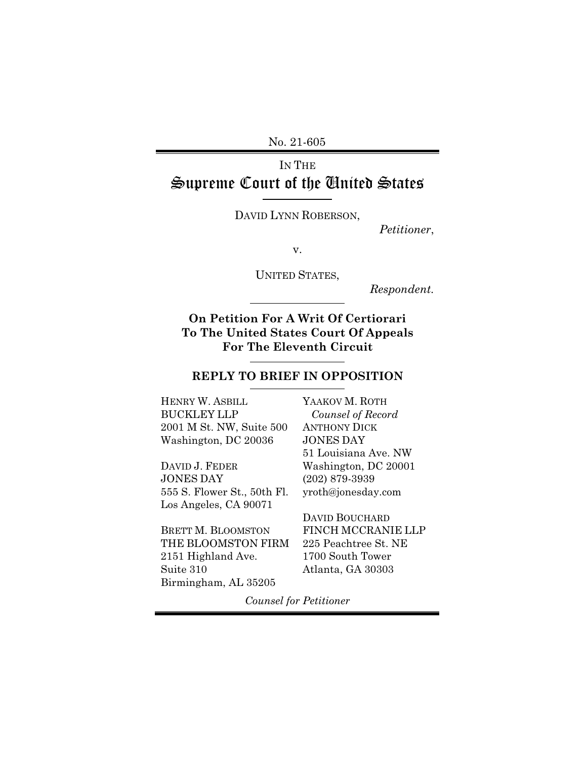No. 21-605

# IN THE Supreme Court of the United States

DAVID LYNN ROBERSON,

*Petitioner*,

v.

UNITED STATES,

*Respondent.*

**On Petition For A Writ Of Certiorari To The United States Court Of Appeals For The Eleventh Circuit**

## REPLY TO BRIEF IN OPPOSITION

HENRY W. ASBILL
BUCKLEY LLP
2001 M St. NW, Suite 500
Washington, DC 20036

DAVID J. FEDER
JONES DAY
555 S. Flower St., 50th Fl.
Los Angeles, CA 90071

BRETT M. BLOOMSTON
THE BLOOMSTON FIRM
2151 Highland Ave.
Suite 310
Birmingham, AL 35205

YAAKOV M. ROTH
*Counsel of Record*
ANTHONY DICK
JONES DAY
51 Louisiana Ave. NW
Washington, DC 20001
(202) 879-3939
yroth@jonesday.com

DAVID BOUCHARD
FINCH MCCRANIE LLP
225 Peachtree St. NE
1700 South Tower
Atlanta, GA 30303

*Counsel for Petitioner*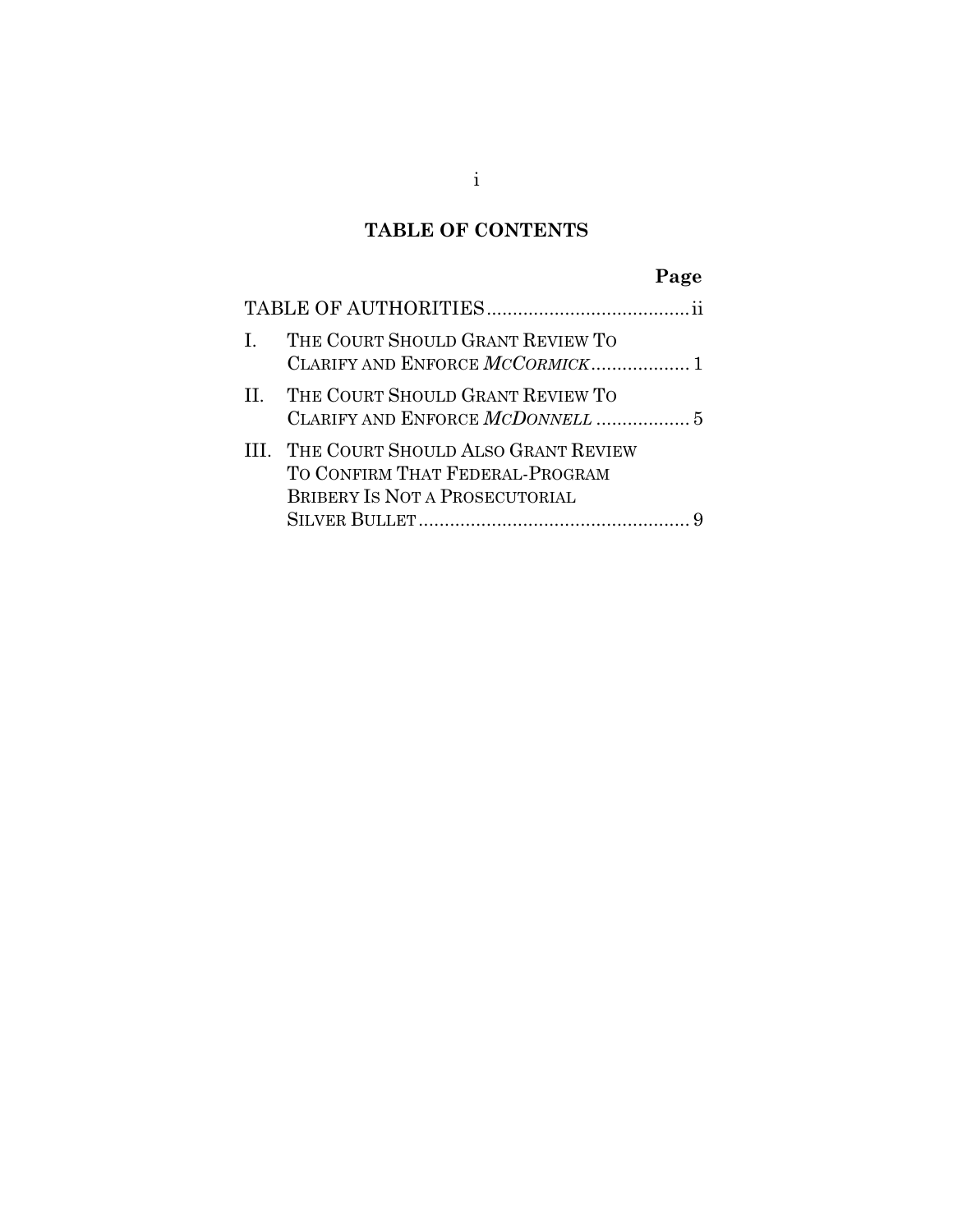# TABLE OF CONTENTS

| | Page |
|---|---|
| TABLE OF AUTHORITIES | ii |
| I. THE COURT SHOULD GRANT REVIEW TO CLARIFY AND ENFORCE *MCCORMICK* | 1 |
| II. THE COURT SHOULD GRANT REVIEW TO CLARIFY AND ENFORCE *MCDONNELL* | 5 |
| III. THE COURT SHOULD ALSO GRANT REVIEW TO CONFIRM THAT FEDERAL-PROGRAM BRIBERY IS NOT A PROSECUTORIAL SILVER BULLET | 9 |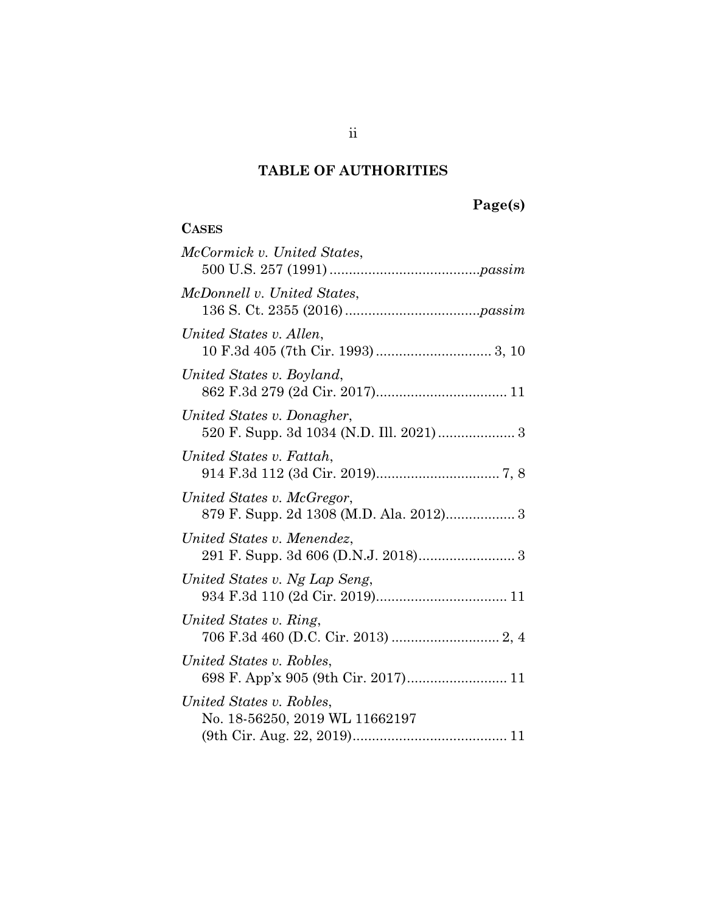# TABLE OF AUTHORITIES

**Page(s)**

**CASES**

*McCormick v. United States*,
500 U.S. 257 (1991) ....................................... *passim*

*McDonnell v. United States*,
136 S. Ct. 2355 (2016) .................................. *passim*

*United States v. Allen*,
10 F.3d 405 (7th Cir. 1993) .............................. 3, 10

*United States v. Boyland*,
862 F.3d 279 (2d Cir. 2017).................................. 11

*United States v. Donagher*,
520 F. Supp. 3d 1034 (N.D. Ill. 2021) .................... 3

*United States v. Fattah*,
914 F.3d 112 (3d Cir. 2019)................................ 7, 8

*United States v. McGregor*,
879 F. Supp. 2d 1308 (M.D. Ala. 2012).................. 3

*United States v. Menendez*,
291 F. Supp. 3d 606 (D.N.J. 2018)......................... 3

*United States v. Ng Lap Seng*,
934 F.3d 110 (2d Cir. 2019).................................. 11

*United States v. Ring*,
706 F.3d 460 (D.C. Cir. 2013) ............................ 2, 4

*United States v. Robles*,
698 F. App'x 905 (9th Cir. 2017).......................... 11

*United States v. Robles*,
No. 18-56250, 2019 WL 11662197
(9th Cir. Aug. 22, 2019)........................................ 11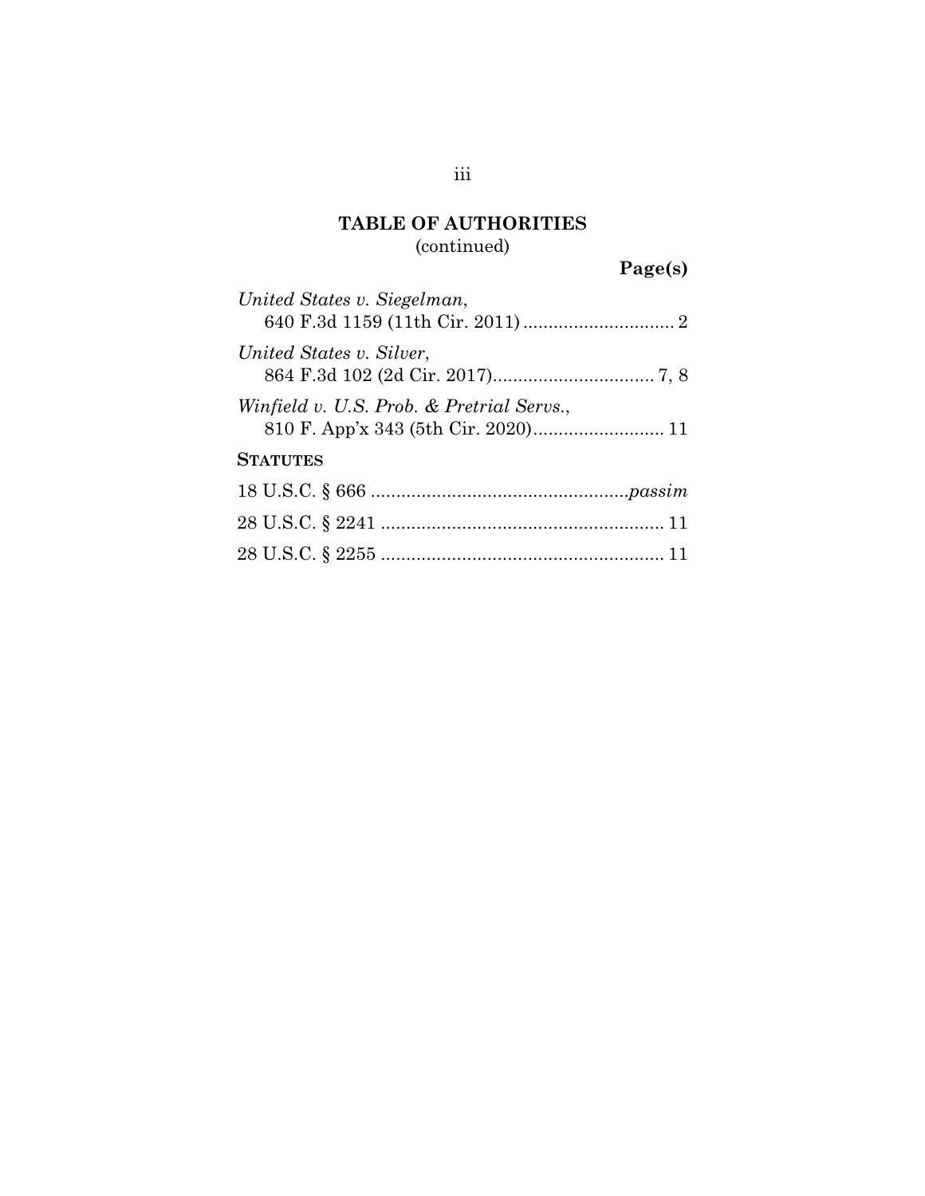## TABLE OF AUTHORITIES
(continued)

**Page(s)**

*United States v. Siegelman*,
640 F.3d 1159 (11th Cir. 2011) .............................. 2

*United States v. Silver*,
864 F.3d 102 (2d Cir. 2017)................................ 7, 8

*Winfield v. U.S. Prob. & Pretrial Servs.*,
810 F. App'x 343 (5th Cir. 2020).......................... 11

**STATUTES**

18 U.S.C. § 666 ..................................................*passim*

28 U.S.C. § 2241 ........................................................ 11

28 U.S.C. § 2255 ........................................................ 11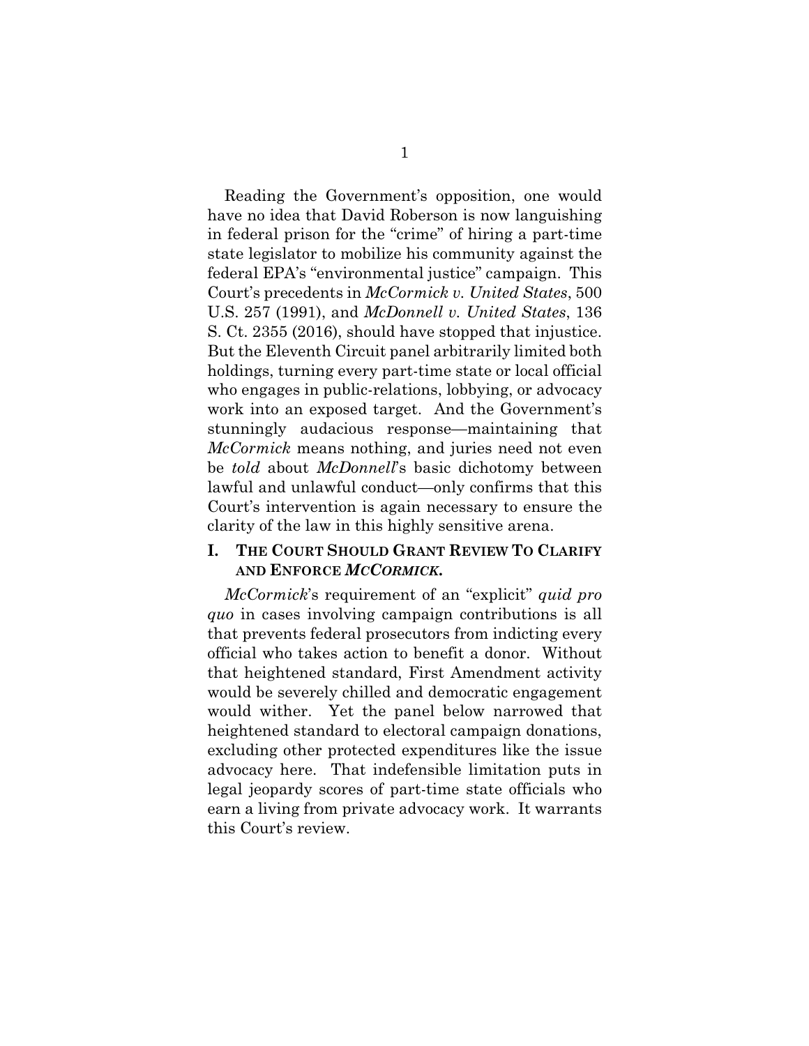Reading the Government's opposition, one would have no idea that David Roberson is now languishing in federal prison for the "crime" of hiring a part-time state legislator to mobilize his community against the federal EPA's "environmental justice" campaign. This Court's precedents in *McCormick v. United States*, 500 U.S. 257 (1991), and *McDonnell v. United States*, 136 S. Ct. 2355 (2016), should have stopped that injustice. But the Eleventh Circuit panel arbitrarily limited both holdings, turning every part-time state or local official who engages in public-relations, lobbying, or advocacy work into an exposed target. And the Government's stunningly audacious response—maintaining that *McCormick* means nothing, and juries need not even be *told* about *McDonnell*'s basic dichotomy between lawful and unlawful conduct—only confirms that this Court's intervention is again necessary to ensure the clarity of the law in this highly sensitive arena.

## I. THE COURT SHOULD GRANT REVIEW TO CLARIFY AND ENFORCE *MCCORMICK*.

*McCormick*'s requirement of an "explicit" *quid pro quo* in cases involving campaign contributions is all that prevents federal prosecutors from indicting every official who takes action to benefit a donor. Without that heightened standard, First Amendment activity would be severely chilled and democratic engagement would wither. Yet the panel below narrowed that heightened standard to electoral campaign donations, excluding other protected expenditures like the issue advocacy here. That indefensible limitation puts in legal jeopardy scores of part-time state officials who earn a living from private advocacy work. It warrants this Court's review.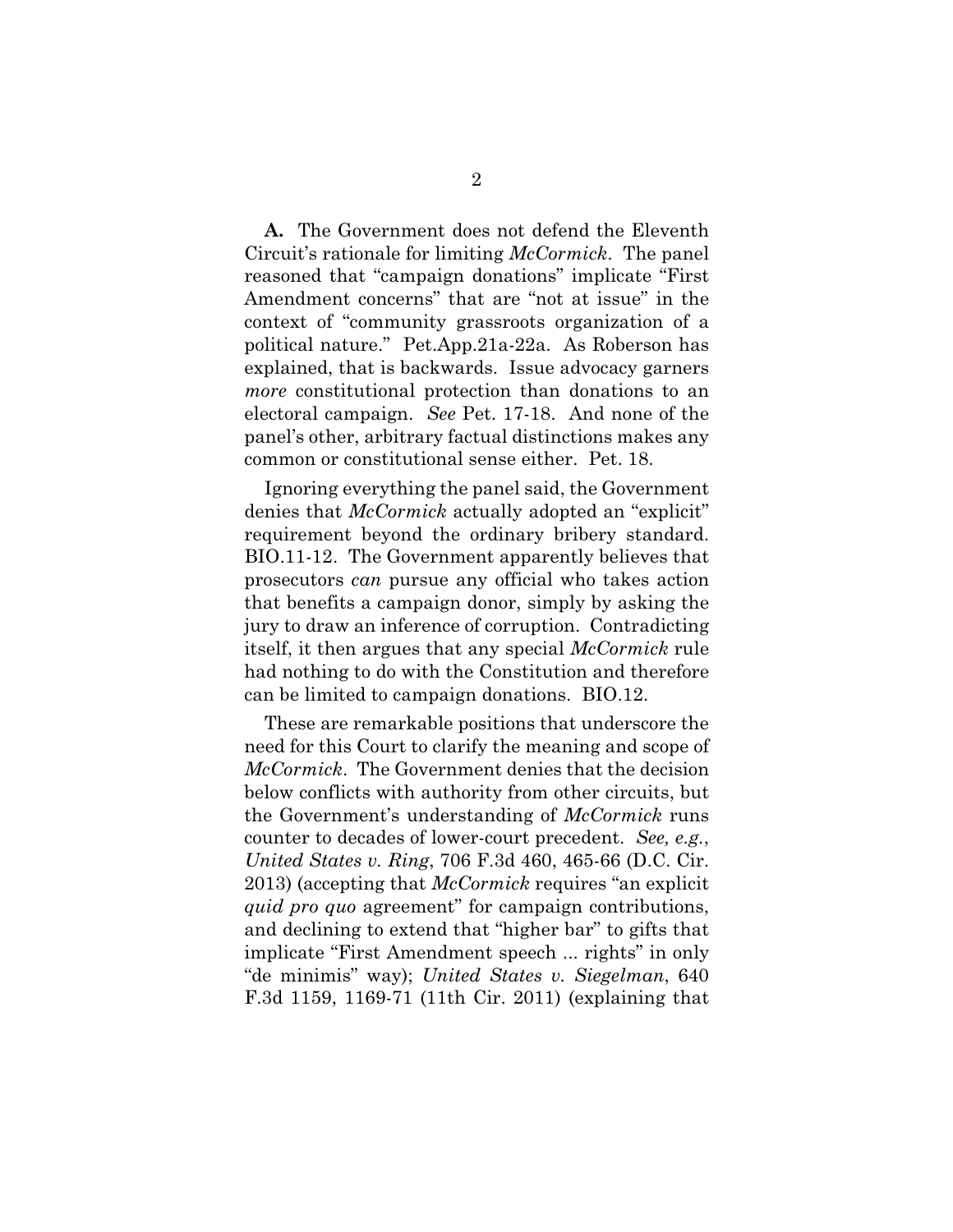**A.** The Government does not defend the Eleventh Circuit's rationale for limiting *McCormick*. The panel reasoned that "campaign donations" implicate "First Amendment concerns" that are "not at issue" in the context of "community grassroots organization of a political nature." Pet.App.21a-22a. As Roberson has explained, that is backwards. Issue advocacy garners *more* constitutional protection than donations to an electoral campaign. *See* Pet. 17-18. And none of the panel's other, arbitrary factual distinctions makes any common or constitutional sense either. Pet. 18.

Ignoring everything the panel said, the Government denies that *McCormick* actually adopted an "explicit" requirement beyond the ordinary bribery standard. BIO.11-12. The Government apparently believes that prosecutors *can* pursue any official who takes action that benefits a campaign donor, simply by asking the jury to draw an inference of corruption. Contradicting itself, it then argues that any special *McCormick* rule had nothing to do with the Constitution and therefore can be limited to campaign donations. BIO.12.

These are remarkable positions that underscore the need for this Court to clarify the meaning and scope of *McCormick*. The Government denies that the decision below conflicts with authority from other circuits, but the Government's understanding of *McCormick* runs counter to decades of lower-court precedent. *See, e.g.*, *United States v. Ring*, 706 F.3d 460, 465-66 (D.C. Cir. 2013) (accepting that *McCormick* requires "an explicit *quid pro quo* agreement" for campaign contributions, and declining to extend that "higher bar" to gifts that implicate "First Amendment speech ... rights" in only "de minimis" way); *United States v. Siegelman*, 640 F.3d 1159, 1169-71 (11th Cir. 2011) (explaining that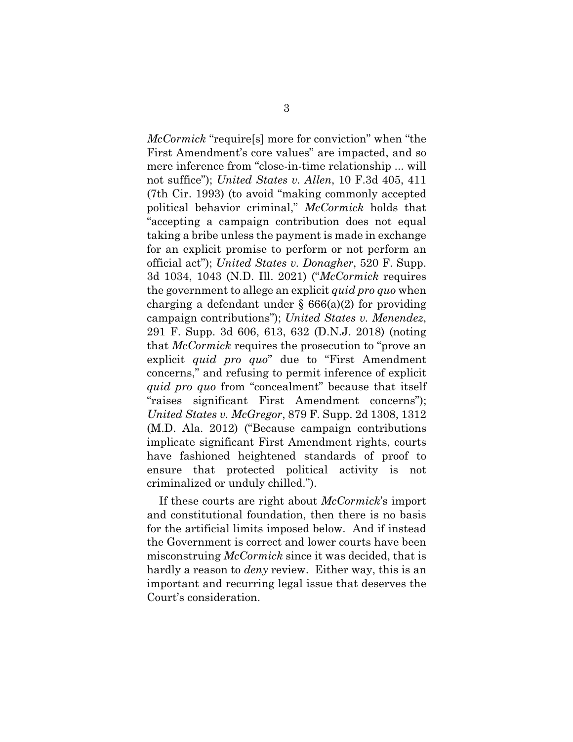*McCormick* "require[s] more for conviction" when "the First Amendment's core values" are impacted, and so mere inference from "close-in-time relationship ... will not suffice"); *United States v. Allen*, 10 F.3d 405, 411 (7th Cir. 1993) (to avoid "making commonly accepted political behavior criminal," *McCormick* holds that "accepting a campaign contribution does not equal taking a bribe unless the payment is made in exchange for an explicit promise to perform or not perform an official act"); *United States v. Donagher*, 520 F. Supp. 3d 1034, 1043 (N.D. Ill. 2021) ("*McCormick* requires the government to allege an explicit *quid pro quo* when charging a defendant under § 666(a)(2) for providing campaign contributions"); *United States v. Menendez*, 291 F. Supp. 3d 606, 613, 632 (D.N.J. 2018) (noting that *McCormick* requires the prosecution to "prove an explicit *quid pro quo*" due to "First Amendment concerns," and refusing to permit inference of explicit *quid pro quo* from "concealment" because that itself "raises significant First Amendment concerns"); *United States v. McGregor*, 879 F. Supp. 2d 1308, 1312 (M.D. Ala. 2012) ("Because campaign contributions implicate significant First Amendment rights, courts have fashioned heightened standards of proof to ensure that protected political activity is not criminalized or unduly chilled.").

If these courts are right about *McCormick*'s import and constitutional foundation, then there is no basis for the artificial limits imposed below. And if instead the Government is correct and lower courts have been misconstruing *McCormick* since it was decided, that is hardly a reason to *deny* review. Either way, this is an important and recurring legal issue that deserves the Court's consideration.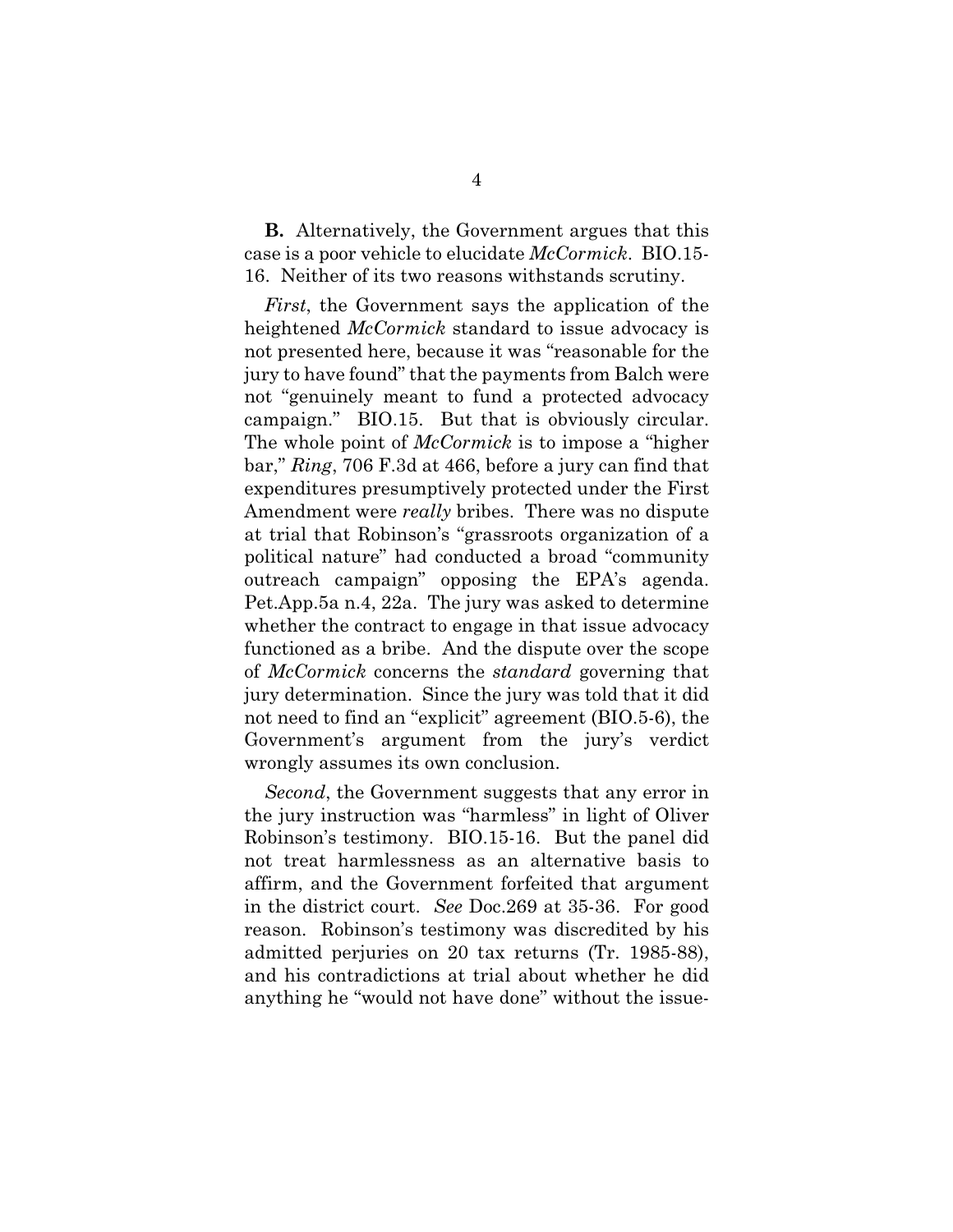**B.** Alternatively, the Government argues that this case is a poor vehicle to elucidate *McCormick*. BIO.15-16. Neither of its two reasons withstands scrutiny.

*First*, the Government says the application of the heightened *McCormick* standard to issue advocacy is not presented here, because it was "reasonable for the jury to have found" that the payments from Balch were not "genuinely meant to fund a protected advocacy campaign." BIO.15. But that is obviously circular. The whole point of *McCormick* is to impose a "higher bar," *Ring*, 706 F.3d at 466, before a jury can find that expenditures presumptively protected under the First Amendment were *really* bribes. There was no dispute at trial that Robinson's "grassroots organization of a political nature" had conducted a broad "community outreach campaign" opposing the EPA's agenda. Pet.App.5a n.4, 22a. The jury was asked to determine whether the contract to engage in that issue advocacy functioned as a bribe. And the dispute over the scope of *McCormick* concerns the *standard* governing that jury determination. Since the jury was told that it did not need to find an "explicit" agreement (BIO.5-6), the Government's argument from the jury's verdict wrongly assumes its own conclusion.

*Second*, the Government suggests that any error in the jury instruction was "harmless" in light of Oliver Robinson's testimony. BIO.15-16. But the panel did not treat harmlessness as an alternative basis to affirm, and the Government forfeited that argument in the district court. *See* Doc.269 at 35-36. For good reason. Robinson's testimony was discredited by his admitted perjuries on 20 tax returns (Tr. 1985-88), and his contradictions at trial about whether he did anything he "would not have done" without the issue-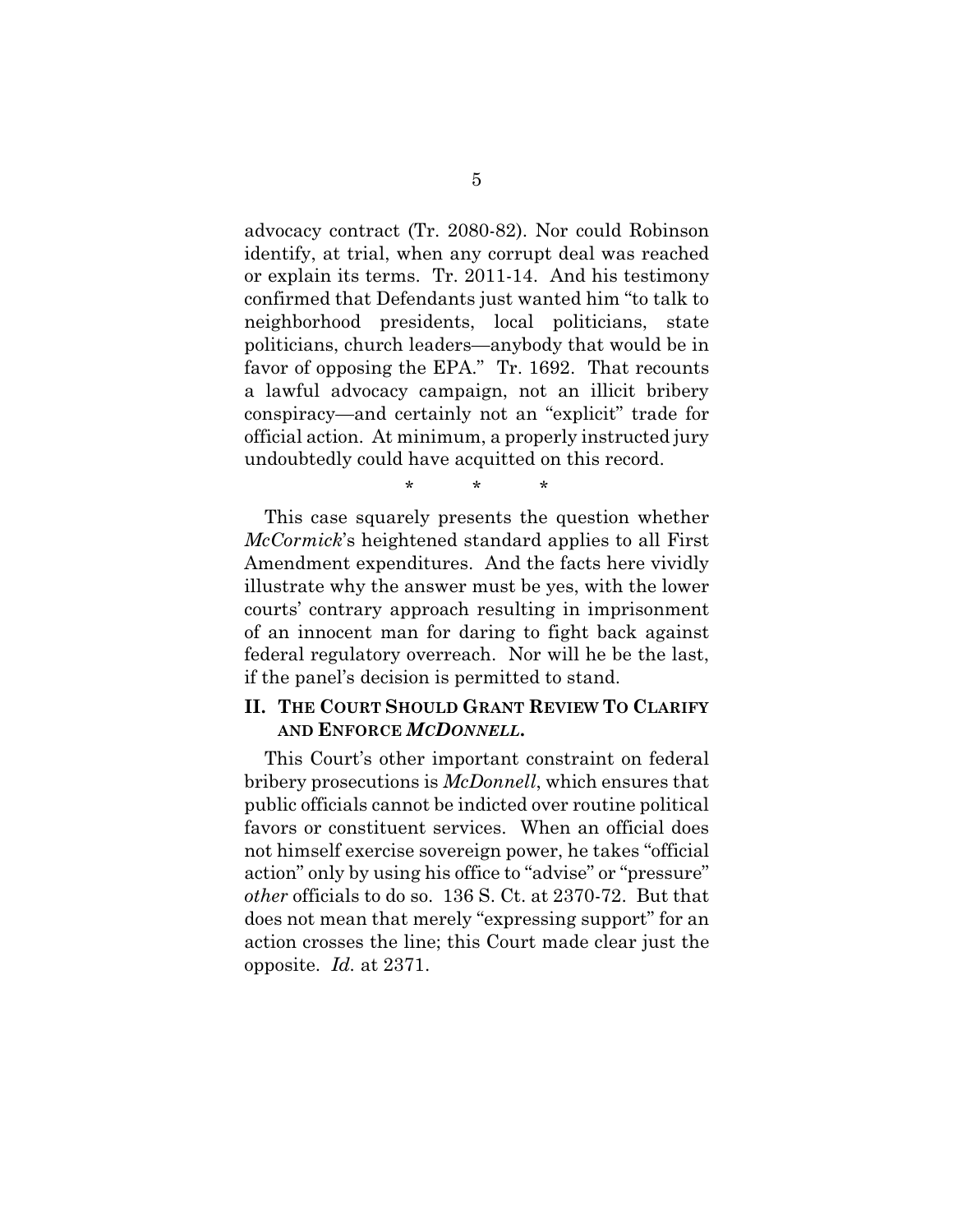advocacy contract (Tr. 2080-82). Nor could Robinson identify, at trial, when any corrupt deal was reached or explain its terms. Tr. 2011-14. And his testimony confirmed that Defendants just wanted him "to talk to neighborhood presidents, local politicians, state politicians, church leaders—anybody that would be in favor of opposing the EPA." Tr. 1692. That recounts a lawful advocacy campaign, not an illicit bribery conspiracy—and certainly not an "explicit" trade for official action. At minimum, a properly instructed jury undoubtedly could have acquitted on this record.

\* \* \*

This case squarely presents the question whether *McCormick*'s heightened standard applies to all First Amendment expenditures. And the facts here vividly illustrate why the answer must be yes, with the lower courts' contrary approach resulting in imprisonment of an innocent man for daring to fight back against federal regulatory overreach. Nor will he be the last, if the panel's decision is permitted to stand.

## II. THE COURT SHOULD GRANT REVIEW TO CLARIFY AND ENFORCE *MCDONNELL*.

This Court's other important constraint on federal bribery prosecutions is *McDonnell*, which ensures that public officials cannot be indicted over routine political favors or constituent services. When an official does not himself exercise sovereign power, he takes "official action" only by using his office to "advise" or "pressure" *other* officials to do so. 136 S. Ct. at 2370-72. But that does not mean that merely "expressing support" for an action crosses the line; this Court made clear just the opposite. *Id.* at 2371.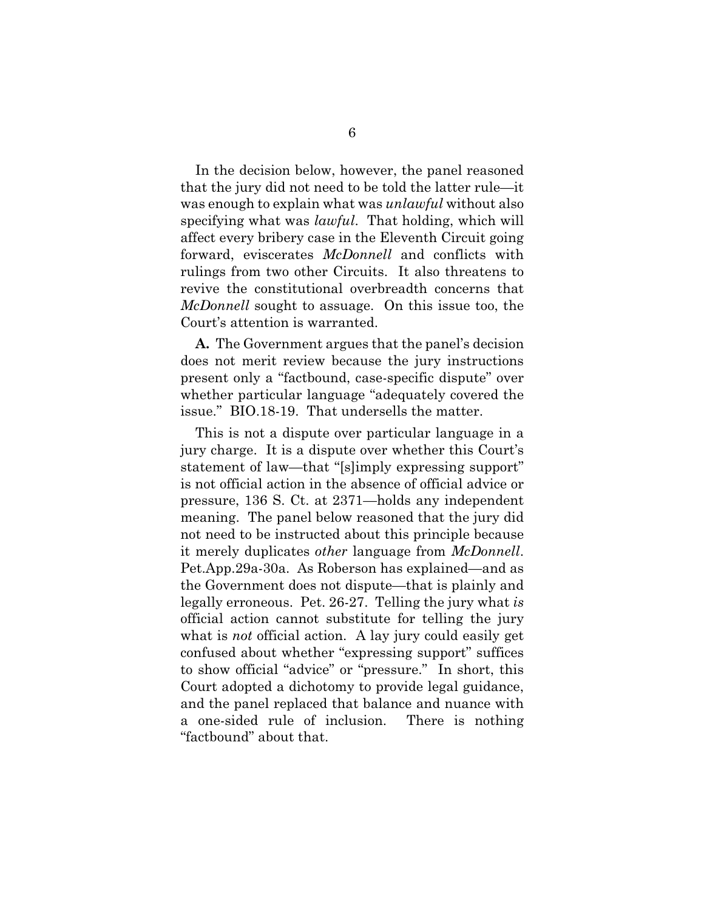In the decision below, however, the panel reasoned that the jury did not need to be told the latter rule—it was enough to explain what was *unlawful* without also specifying what was *lawful*. That holding, which will affect every bribery case in the Eleventh Circuit going forward, eviscerates *McDonnell* and conflicts with rulings from two other Circuits. It also threatens to revive the constitutional overbreadth concerns that *McDonnell* sought to assuage. On this issue too, the Court's attention is warranted.

**A.** The Government argues that the panel's decision does not merit review because the jury instructions present only a "factbound, case-specific dispute" over whether particular language "adequately covered the issue." BIO.18-19. That undersells the matter.

This is not a dispute over particular language in a jury charge. It is a dispute over whether this Court's statement of law—that "[s]imply expressing support" is not official action in the absence of official advice or pressure, 136 S. Ct. at 2371—holds any independent meaning. The panel below reasoned that the jury did not need to be instructed about this principle because it merely duplicates *other* language from *McDonnell*. Pet.App.29a-30a. As Roberson has explained—and as the Government does not dispute—that is plainly and legally erroneous. Pet. 26-27. Telling the jury what *is* official action cannot substitute for telling the jury what is *not* official action. A lay jury could easily get confused about whether "expressing support" suffices to show official "advice" or "pressure." In short, this Court adopted a dichotomy to provide legal guidance, and the panel replaced that balance and nuance with a one-sided rule of inclusion. There is nothing "factbound" about that.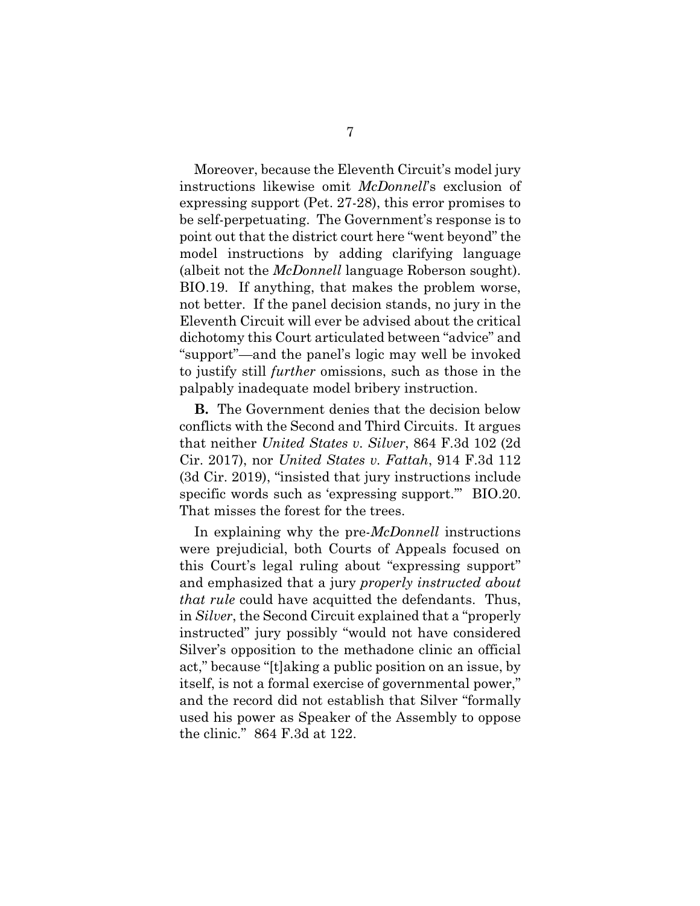Moreover, because the Eleventh Circuit's model jury instructions likewise omit *McDonnell*'s exclusion of expressing support (Pet. 27-28), this error promises to be self-perpetuating. The Government's response is to point out that the district court here "went beyond" the model instructions by adding clarifying language (albeit not the *McDonnell* language Roberson sought). BIO.19. If anything, that makes the problem worse, not better. If the panel decision stands, no jury in the Eleventh Circuit will ever be advised about the critical dichotomy this Court articulated between "advice" and "support"—and the panel's logic may well be invoked to justify still *further* omissions, such as those in the palpably inadequate model bribery instruction.

**B.** The Government denies that the decision below conflicts with the Second and Third Circuits. It argues that neither *United States v. Silver*, 864 F.3d 102 (2d Cir. 2017), nor *United States v. Fattah*, 914 F.3d 112 (3d Cir. 2019), "insisted that jury instructions include specific words such as 'expressing support.'" BIO.20. That misses the forest for the trees.

In explaining why the pre-*McDonnell* instructions were prejudicial, both Courts of Appeals focused on this Court's legal ruling about "expressing support" and emphasized that a jury *properly instructed about that rule* could have acquitted the defendants. Thus, in *Silver*, the Second Circuit explained that a "properly instructed" jury possibly "would not have considered Silver's opposition to the methadone clinic an official act," because "[t]aking a public position on an issue, by itself, is not a formal exercise of governmental power," and the record did not establish that Silver "formally used his power as Speaker of the Assembly to oppose the clinic." 864 F.3d at 122.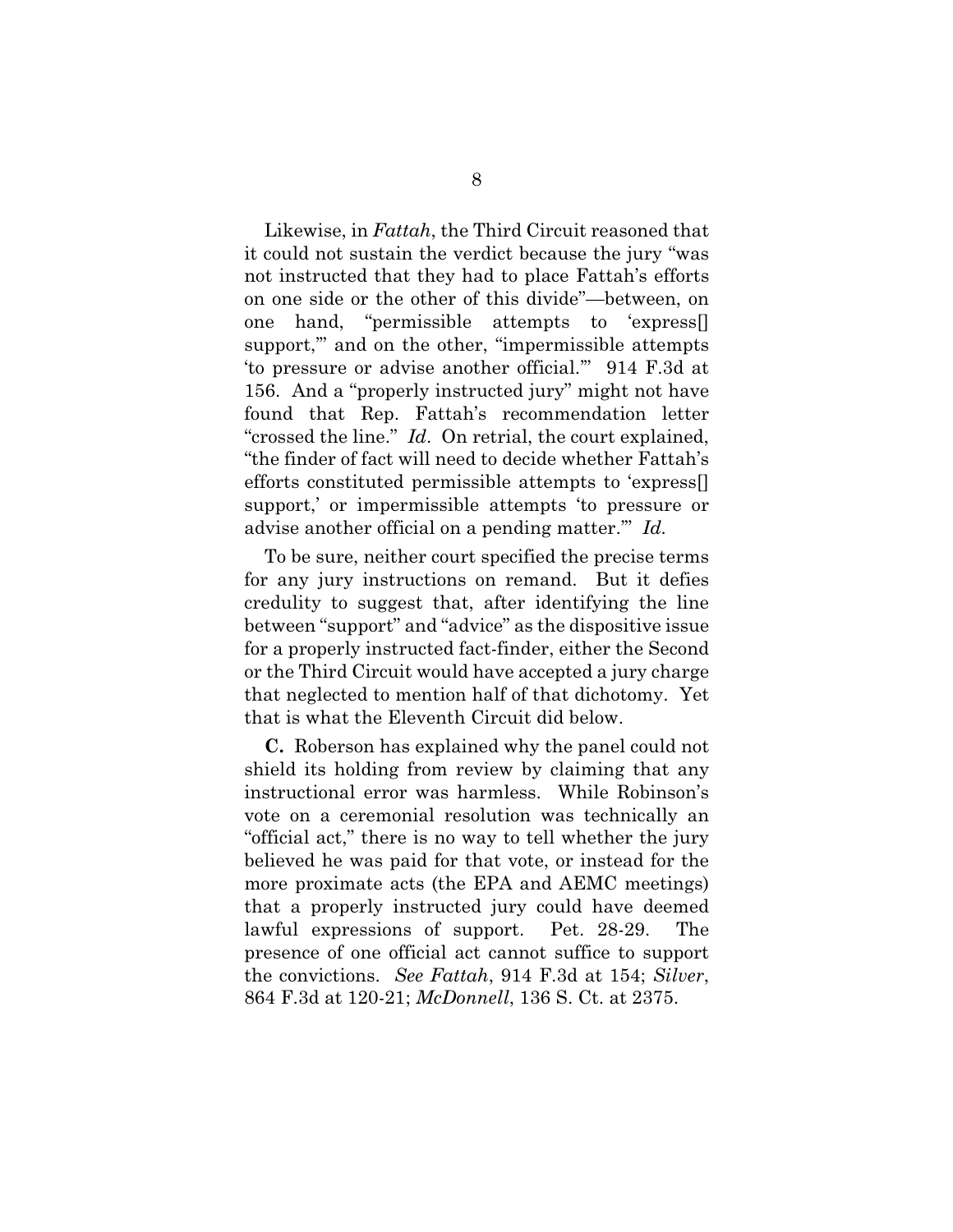Likewise, in *Fattah*, the Third Circuit reasoned that it could not sustain the verdict because the jury "was not instructed that they had to place Fattah's efforts on one side or the other of this divide"—between, on one hand, "permissible attempts to 'express[] support,'" and on the other, "impermissible attempts 'to pressure or advise another official.'" 914 F.3d at 156. And a "properly instructed jury" might not have found that Rep. Fattah's recommendation letter "crossed the line." *Id*. On retrial, the court explained, "the finder of fact will need to decide whether Fattah's efforts constituted permissible attempts to 'express[] support,' or impermissible attempts 'to pressure or advise another official on a pending matter.'" *Id*.

To be sure, neither court specified the precise terms for any jury instructions on remand. But it defies credulity to suggest that, after identifying the line between "support" and "advice" as the dispositive issue for a properly instructed fact-finder, either the Second or the Third Circuit would have accepted a jury charge that neglected to mention half of that dichotomy. Yet that is what the Eleventh Circuit did below.

**C.** Roberson has explained why the panel could not shield its holding from review by claiming that any instructional error was harmless. While Robinson's vote on a ceremonial resolution was technically an "official act," there is no way to tell whether the jury believed he was paid for that vote, or instead for the more proximate acts (the EPA and AEMC meetings) that a properly instructed jury could have deemed lawful expressions of support. Pet. 28-29. The presence of one official act cannot suffice to support the convictions. *See Fattah*, 914 F.3d at 154; *Silver*, 864 F.3d at 120-21; *McDonnell*, 136 S. Ct. at 2375.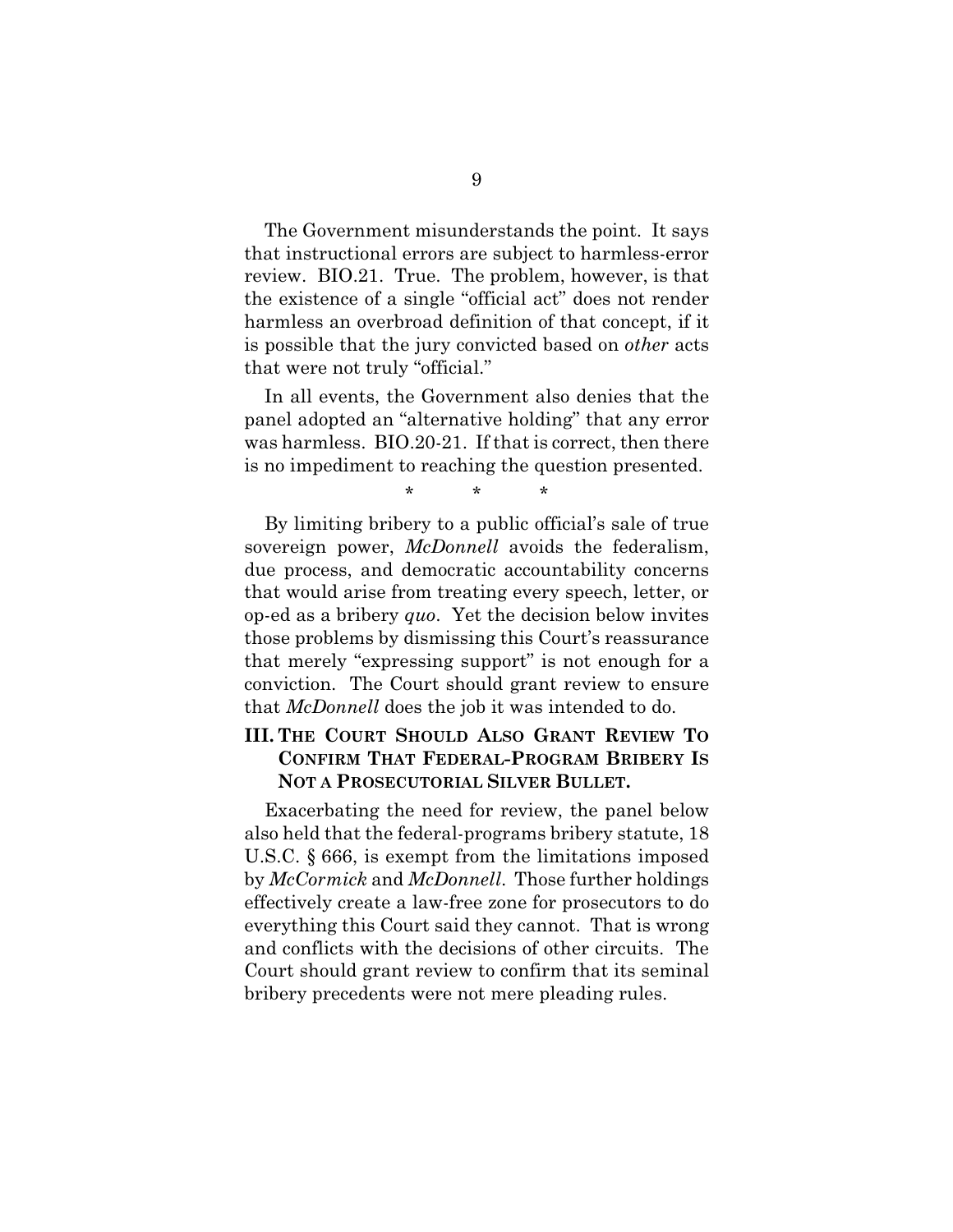The Government misunderstands the point. It says that instructional errors are subject to harmless-error review. BIO.21. True. The problem, however, is that the existence of a single "official act" does not render harmless an overbroad definition of that concept, if it is possible that the jury convicted based on *other* acts that were not truly "official."

In all events, the Government also denies that the panel adopted an "alternative holding" that any error was harmless. BIO.20-21. If that is correct, then there is no impediment to reaching the question presented.

\* \* \*

By limiting bribery to a public official's sale of true sovereign power, *McDonnell* avoids the federalism, due process, and democratic accountability concerns that would arise from treating every speech, letter, or op-ed as a bribery *quo*. Yet the decision below invites those problems by dismissing this Court's reassurance that merely "expressing support" is not enough for a conviction. The Court should grant review to ensure that *McDonnell* does the job it was intended to do.

## III. THE COURT SHOULD ALSO GRANT REVIEW TO CONFIRM THAT FEDERAL-PROGRAM BRIBERY IS NOT A PROSECUTORIAL SILVER BULLET.

Exacerbating the need for review, the panel below also held that the federal-programs bribery statute, 18 U.S.C. § 666, is exempt from the limitations imposed by *McCormick* and *McDonnell*. Those further holdings effectively create a law-free zone for prosecutors to do everything this Court said they cannot. That is wrong and conflicts with the decisions of other circuits. The Court should grant review to confirm that its seminal bribery precedents were not mere pleading rules.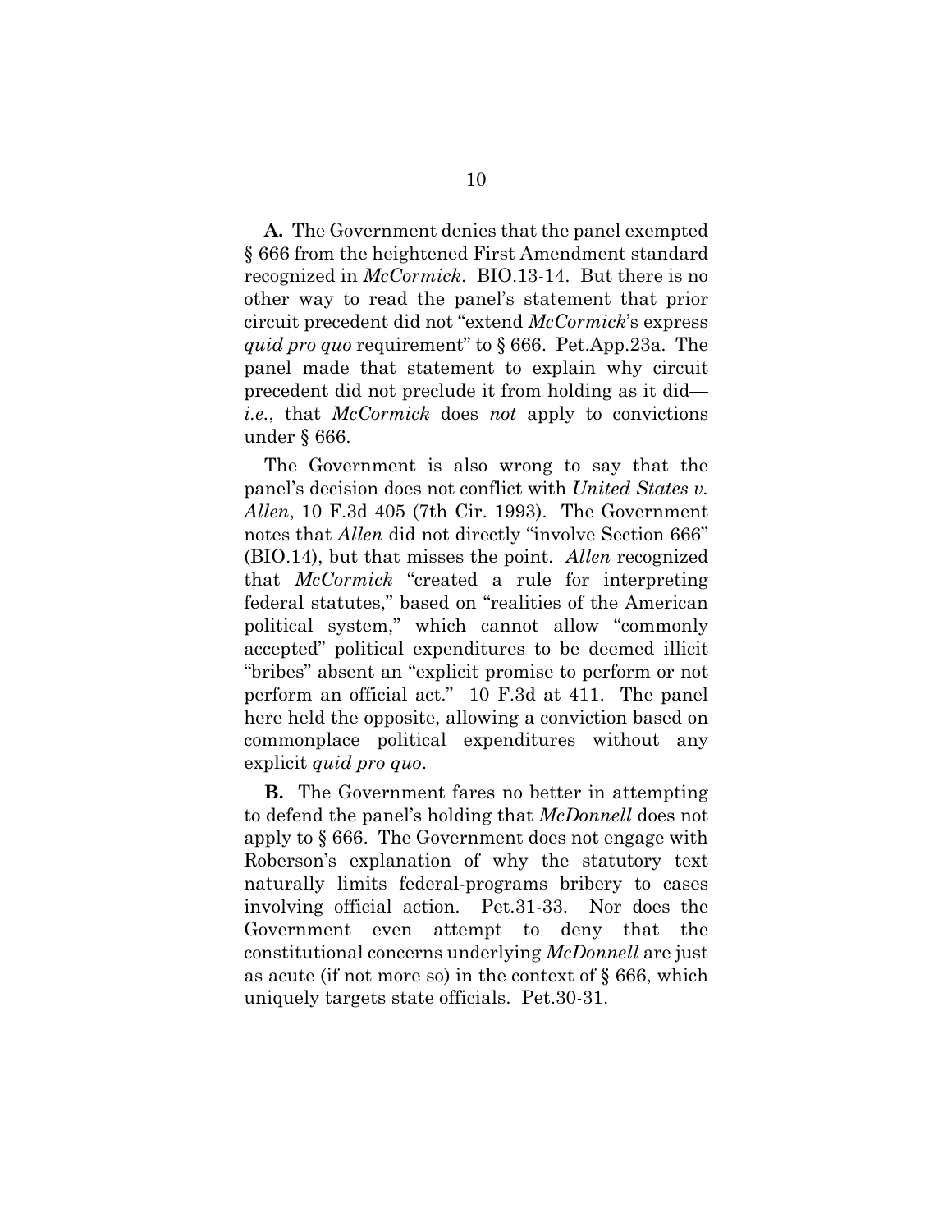**A.** The Government denies that the panel exempted § 666 from the heightened First Amendment standard recognized in *McCormick*. BIO.13-14. But there is no other way to read the panel's statement that prior circuit precedent did not "extend *McCormick*'s express *quid pro quo* requirement" to § 666. Pet.App.23a. The panel made that statement to explain why circuit precedent did not preclude it from holding as it did—*i.e.*, that *McCormick* does *not* apply to convictions under § 666.

The Government is also wrong to say that the panel's decision does not conflict with *United States v. Allen*, 10 F.3d 405 (7th Cir. 1993). The Government notes that *Allen* did not directly "involve Section 666" (BIO.14), but that misses the point. *Allen* recognized that *McCormick* "created a rule for interpreting federal statutes," based on "realities of the American political system," which cannot allow "commonly accepted" political expenditures to be deemed illicit "bribes" absent an "explicit promise to perform or not perform an official act." 10 F.3d at 411. The panel here held the opposite, allowing a conviction based on commonplace political expenditures without any explicit *quid pro quo*.

**B.** The Government fares no better in attempting to defend the panel's holding that *McDonnell* does not apply to § 666. The Government does not engage with Roberson's explanation of why the statutory text naturally limits federal-programs bribery to cases involving official action. Pet.31-33. Nor does the Government even attempt to deny that the constitutional concerns underlying *McDonnell* are just as acute (if not more so) in the context of § 666, which uniquely targets state officials. Pet.30-31.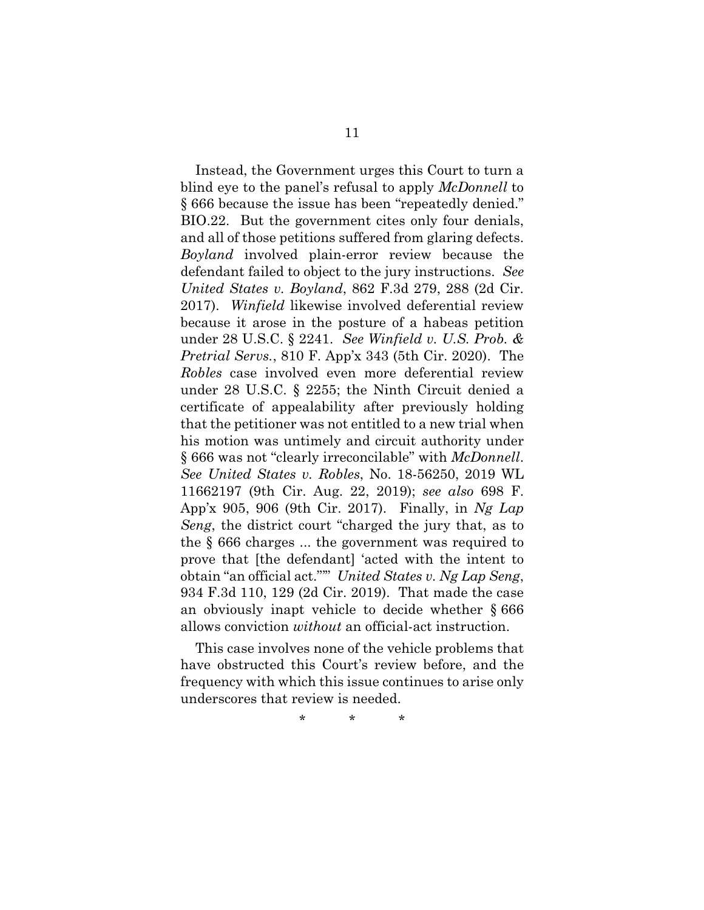Instead, the Government urges this Court to turn a blind eye to the panel's refusal to apply *McDonnell* to § 666 because the issue has been "repeatedly denied." BIO.22. But the government cites only four denials, and all of those petitions suffered from glaring defects. *Boyland* involved plain-error review because the defendant failed to object to the jury instructions. *See United States v. Boyland*, 862 F.3d 279, 288 (2d Cir. 2017). *Winfield* likewise involved deferential review because it arose in the posture of a habeas petition under 28 U.S.C. § 2241. *See Winfield v. U.S. Prob. & Pretrial Servs.*, 810 F. App'x 343 (5th Cir. 2020). The *Robles* case involved even more deferential review under 28 U.S.C. § 2255; the Ninth Circuit denied a certificate of appealability after previously holding that the petitioner was not entitled to a new trial when his motion was untimely and circuit authority under § 666 was not "clearly irreconcilable" with *McDonnell*. *See United States v. Robles*, No. 18-56250, 2019 WL 11662197 (9th Cir. Aug. 22, 2019); *see also* 698 F. App'x 905, 906 (9th Cir. 2017). Finally, in *Ng Lap Seng*, the district court "charged the jury that, as to the § 666 charges ... the government was required to prove that [the defendant] 'acted with the intent to obtain "an official act."'" *United States v. Ng Lap Seng*, 934 F.3d 110, 129 (2d Cir. 2019). That made the case an obviously inapt vehicle to decide whether § 666 allows conviction *without* an official-act instruction.

This case involves none of the vehicle problems that have obstructed this Court's review before, and the frequency with which this issue continues to arise only underscores that review is needed.

\* \* \*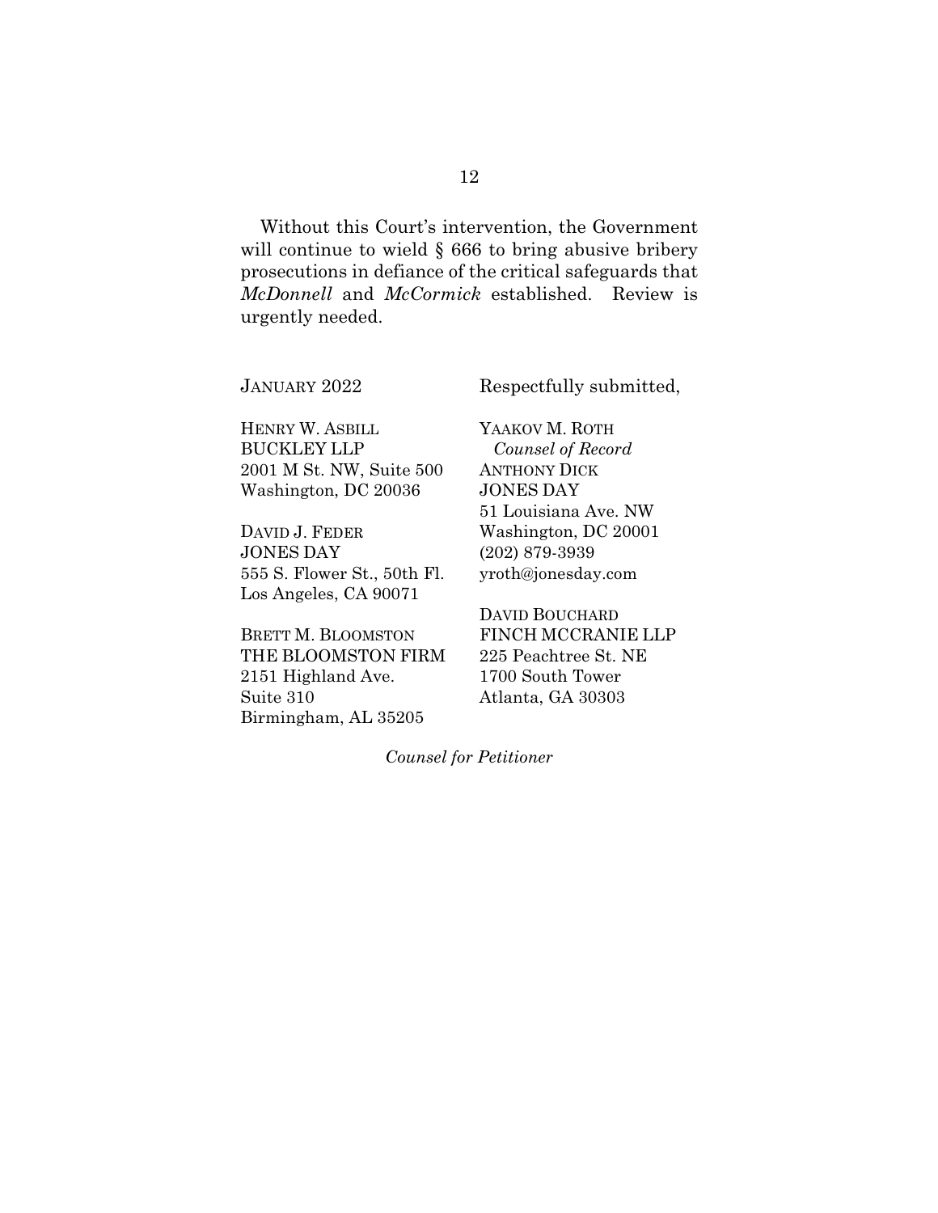Without this Court's intervention, the Government will continue to wield § 666 to bring abusive bribery prosecutions in defiance of the critical safeguards that *McDonnell* and *McCormick* established. Review is urgently needed.

JANUARY 2022

Respectfully submitted,

HENRY W. ASBILL
BUCKLEY LLP
2001 M St. NW, Suite 500
Washington, DC 20036

DAVID J. FEDER
JONES DAY
555 S. Flower St., 50th Fl.
Los Angeles, CA 90071

BRETT M. BLOOMSTON
THE BLOOMSTON FIRM
2151 Highland Ave.
Suite 310
Birmingham, AL 35205

YAAKOV M. ROTH
*Counsel of Record*
ANTHONY DICK
JONES DAY
51 Louisiana Ave. NW
Washington, DC 20001
(202) 879-3939
yroth@jonesday.com

DAVID BOUCHARD
FINCH MCCRANIE LLP
225 Peachtree St. NE
1700 South Tower
Atlanta, GA 30303

*Counsel for Petitioner*